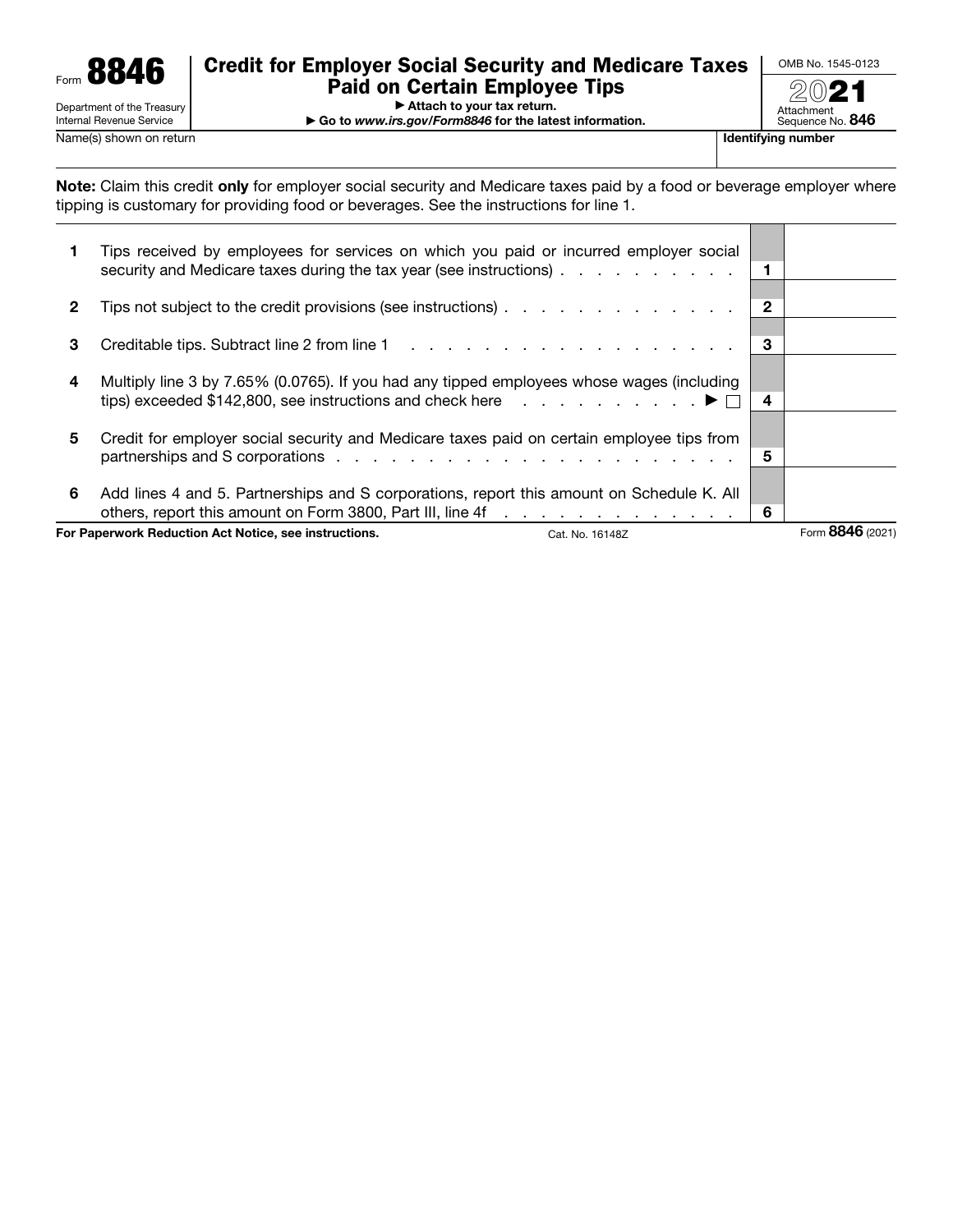Form **8846**

Department of the Treasury
Internal Revenue Service

# Credit for Employer Social Security and Medicare Taxes Paid on Certain Employee Tips

▶ Attach to your tax return.
▶ Go to *www.irs.gov/Form8846* for the latest information.

OMB No. 1545-0123

**2021**

Attachment Sequence No. **846**

| Name(s) shown on return | **Identifying number** |
| --- | --- |
| | |

**Note:** Claim this credit **only** for employer social security and Medicare taxes paid by a food or beverage employer where tipping is customary for providing food or beverages. See the instructions for line 1.

| | | | |
| --- | --- | --- | --- |
| **1** | Tips received by employees for services on which you paid or incurred employer social security and Medicare taxes during the tax year (see instructions) . . . . . . . . . . . | **1** | |
| **2** | Tips not subject to the credit provisions (see instructions) . . . . . . . . . . . . . . | **2** | |
| **3** | Creditable tips. Subtract line 2 from line 1 . . . . . . . . . . . . . . . . . . . . | **3** | |
| **4** | Multiply line 3 by 7.65% (0.0765). If you had any tipped employees whose wages (including tips) exceeded $142,800, see instructions and check here . . . . . . . . . . . ▶ ☐ | **4** | |
| **5** | Credit for employer social security and Medicare taxes paid on certain employee tips from partnerships and S corporations . . . . . . . . . . . . . . . . . . . . . . . | **5** | |
| **6** | Add lines 4 and 5. Partnerships and S corporations, report this amount on Schedule K. All others, report this amount on Form 3800, Part III, line 4f . . . . . . . . . . . . . . | **6** | |

**For Paperwork Reduction Act Notice, see instructions.** Cat. No. 16148Z Form **8846** (2021)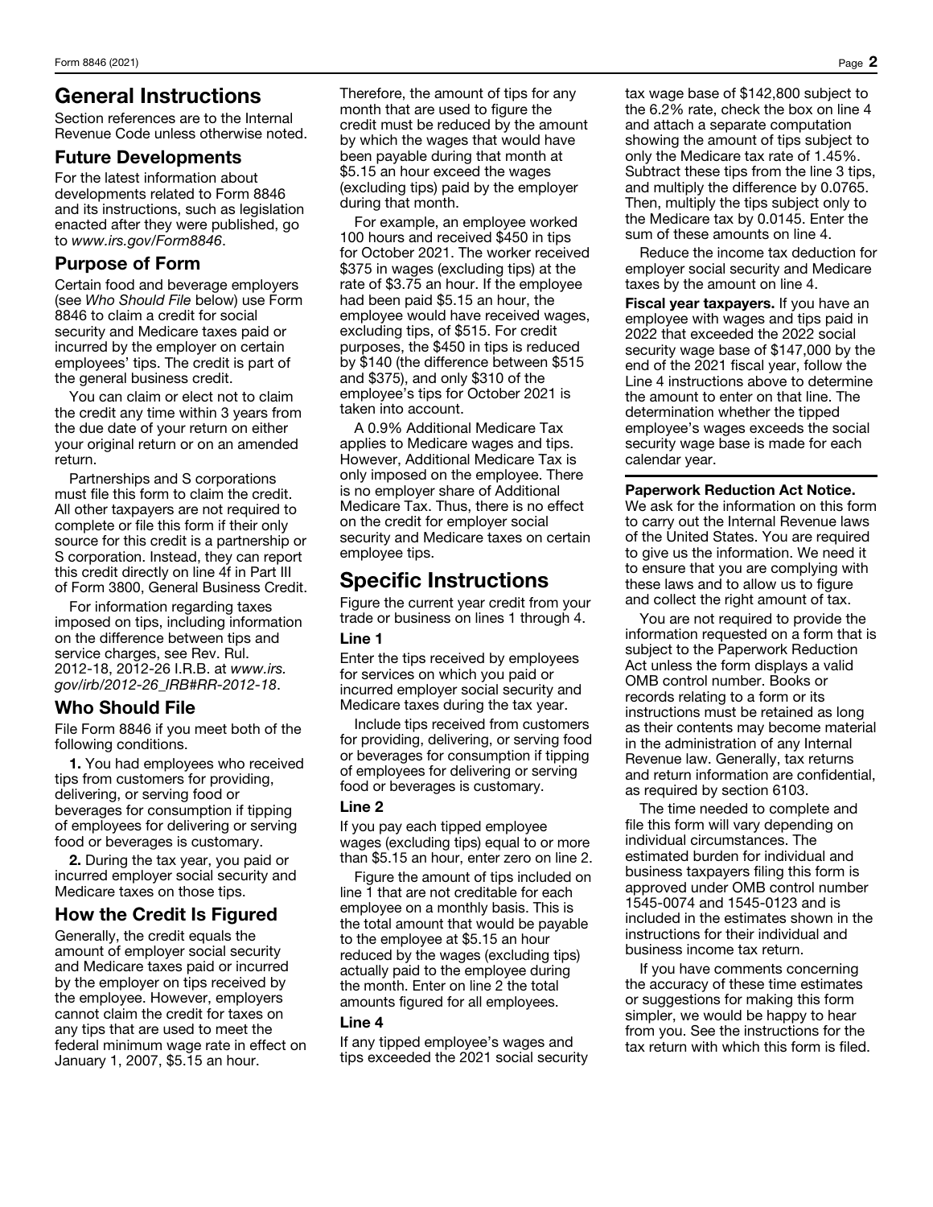# General Instructions

Section references are to the Internal Revenue Code unless otherwise noted.

## Future Developments

For the latest information about developments related to Form 8846 and its instructions, such as legislation enacted after they were published, go to *www.irs.gov/Form8846*.

## Purpose of Form

Certain food and beverage employers (see *Who Should File* below) use Form 8846 to claim a credit for social security and Medicare taxes paid or incurred by the employer on certain employees' tips. The credit is part of the general business credit.

You can claim or elect not to claim the credit any time within 3 years from the due date of your return on either your original return or on an amended return.

Partnerships and S corporations must file this form to claim the credit. All other taxpayers are not required to complete or file this form if their only source for this credit is a partnership or S corporation. Instead, they can report this credit directly on line 4f in Part III of Form 3800, General Business Credit.

For information regarding taxes imposed on tips, including information on the difference between tips and service charges, see Rev. Rul. 2012-18, 2012-26 I.R.B. at *www.irs.gov/irb/2012-26_IRB#RR-2012-18*.

## Who Should File

File Form 8846 if you meet both of the following conditions.

**1.** You had employees who received tips from customers for providing, delivering, or serving food or beverages for consumption if tipping of employees for delivering or serving food or beverages is customary.

**2.** During the tax year, you paid or incurred employer social security and Medicare taxes on those tips.

## How the Credit Is Figured

Generally, the credit equals the amount of employer social security and Medicare taxes paid or incurred by the employer on tips received by the employee. However, employers cannot claim the credit for taxes on any tips that are used to meet the federal minimum wage rate in effect on January 1, 2007, $5.15 an hour. Therefore, the amount of tips for any month that are used to figure the credit must be reduced by the amount by which the wages that would have been payable during that month at $5.15 an hour exceed the wages (excluding tips) paid by the employer during that month.

For example, an employee worked 100 hours and received $450 in tips for October 2021. The worker received $375 in wages (excluding tips) at the rate of $3.75 an hour. If the employee had been paid $5.15 an hour, the employee would have received wages, excluding tips, of $515. For credit purposes, the $450 in tips is reduced by $140 (the difference between $515 and $375), and only $310 of the employee's tips for October 2021 is taken into account.

A 0.9% Additional Medicare Tax applies to Medicare wages and tips. However, Additional Medicare Tax is only imposed on the employee. There is no employer share of Additional Medicare Tax. Thus, there is no effect on the credit for employer social security and Medicare taxes on certain employee tips.

# Specific Instructions

Figure the current year credit from your trade or business on lines 1 through 4.

### Line 1

Enter the tips received by employees for services on which you paid or incurred employer social security and Medicare taxes during the tax year.

Include tips received from customers for providing, delivering, or serving food or beverages for consumption if tipping of employees for delivering or serving food or beverages is customary.

### Line 2

If you pay each tipped employee wages (excluding tips) equal to or more than $5.15 an hour, enter zero on line 2.

Figure the amount of tips included on line 1 that are not creditable for each employee on a monthly basis. This is the total amount that would be payable to the employee at $5.15 an hour reduced by the wages (excluding tips) actually paid to the employee during the month. Enter on line 2 the total amounts figured for all employees.

### Line 4

If any tipped employee's wages and tips exceeded the 2021 social security tax wage base of $142,800 subject to the 6.2% rate, check the box on line 4 and attach a separate computation showing the amount of tips subject to only the Medicare tax rate of 1.45%. Subtract these tips from the line 3 tips, and multiply the difference by 0.0765. Then, multiply the tips subject only to the Medicare tax by 0.0145. Enter the sum of these amounts on line 4.

Reduce the income tax deduction for employer social security and Medicare taxes by the amount on line 4.

**Fiscal year taxpayers.** If you have an employee with wages and tips paid in 2022 that exceeded the 2022 social security wage base of $147,000 by the end of the 2021 fiscal year, follow the Line 4 instructions above to determine the amount to enter on that line. The determination whether the tipped employee's wages exceeds the social security wage base is made for each calendar year.

**Paperwork Reduction Act Notice.** We ask for the information on this form to carry out the Internal Revenue laws of the United States. You are required to give us the information. We need it to ensure that you are complying with these laws and to allow us to figure and collect the right amount of tax.

You are not required to provide the information requested on a form that is subject to the Paperwork Reduction Act unless the form displays a valid OMB control number. Books or records relating to a form or its instructions must be retained as long as their contents may become material in the administration of any Internal Revenue law. Generally, tax returns and return information are confidential, as required by section 6103.

The time needed to complete and file this form will vary depending on individual circumstances. The estimated burden for individual and business taxpayers filing this form is approved under OMB control number 1545-0074 and 1545-0123 and is included in the estimates shown in the instructions for their individual and business income tax return.

If you have comments concerning the accuracy of these time estimates or suggestions for making this form simpler, we would be happy to hear from you. See the instructions for the tax return with which this form is filed.